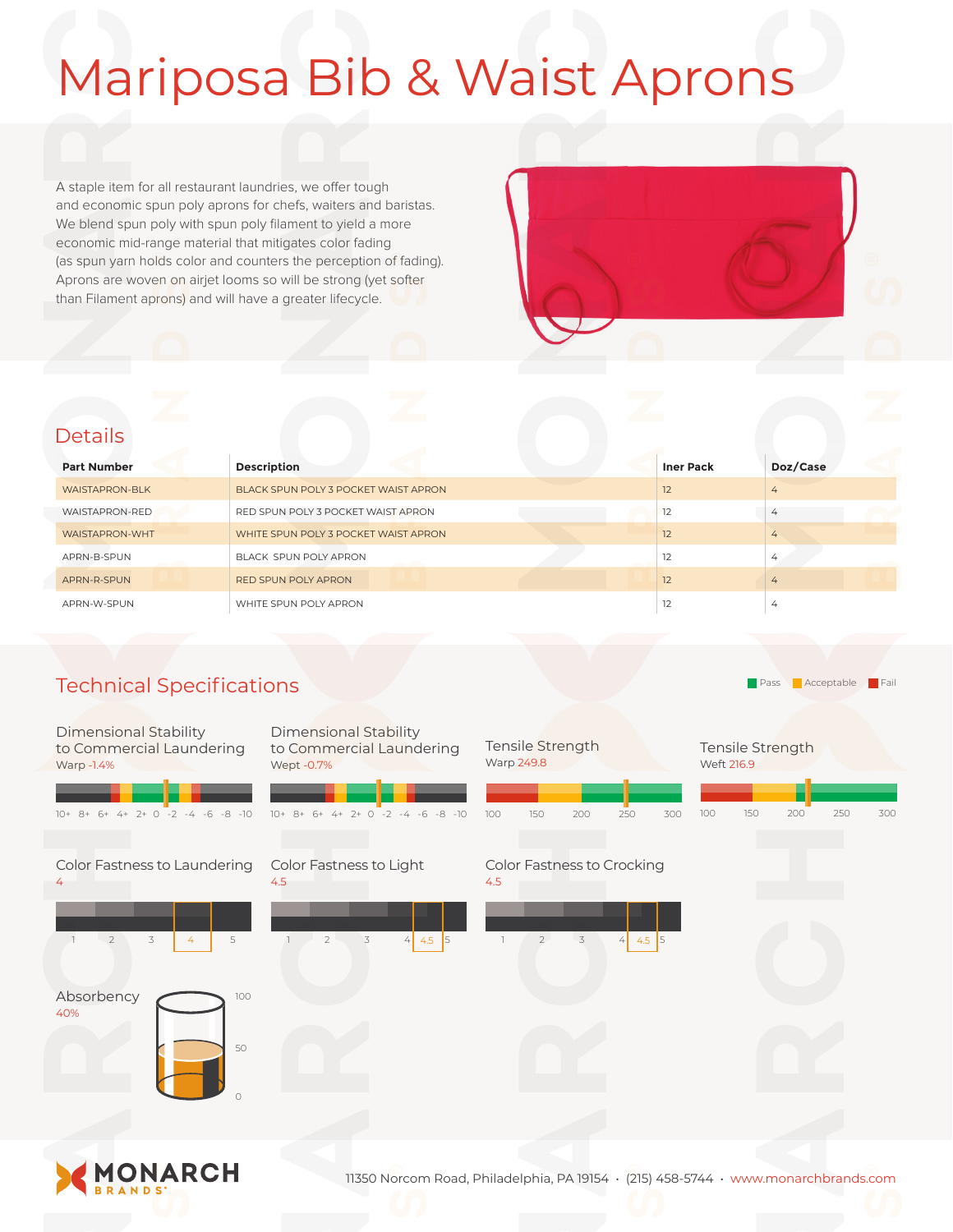# Mariposa Bib & Waist Aprons

A staple item for all restaurant laundries, we offer tough and economic spun poly aprons for chefs, waiters and baristas. We blend spun poly with spun poly filament to yield a more economic mid-range material that mitigates color fading (as spun yarn holds color and counters the perception of fading). Aprons are woven on airjet looms so will be strong (yet softer than Filament aprons) and will have a greater lifecycle.

## Details

| Part Number | Description | Iner Pack | Doz/Case |
|---|---|---|---|
| WAISTAPRON-BLK | BLACK SPUN POLY 3 POCKET WAIST APRON | 12 | 4 |
| WAISTAPRON-RED | RED SPUN POLY 3 POCKET WAIST APRON | 12 | 4 |
| WAISTAPRON-WHT | WHITE SPUN POLY 3 POCKET WAIST APRON | 12 | 4 |
| APRN-B-SPUN | BLACK SPUN POLY APRON | 12 | 4 |
| APRN-R-SPUN | RED SPUN POLY APRON | 12 | 4 |
| APRN-W-SPUN | WHITE SPUN POLY APRON | 12 | 4 |

## Technical Specifications

Pass · Acceptable · Fail

**Dimensional Stability to Commercial Laundering**
Warp -1.4%

10+ 8+ 6+ 4+ 2+ 0 -2 -4 -6 -8 -10

**Dimensional Stability to Commercial Laundering**
Wept -0.7%

10+ 8+ 6+ 4+ 2+ 0 -2 -4 -6 -8 -10

**Tensile Strength**
Warp 249.8

100 150 200 250 300

**Tensile Strength**
Weft 216.9

100 150 200 250 300

**Color Fastness to Laundering**
4

1 2 3 4 5

**Color Fastness to Light**
4.5

1 2 3 4 4.5 5

**Color Fastness to Crocking**
4.5

1 2 3 4 4.5 5

**Absorbency**
40%

100 50 0

MONARCH BRANDS

11350 Norcom Road, Philadelphia, PA 19154 · (215) 458-5744 · www.monarchbrands.com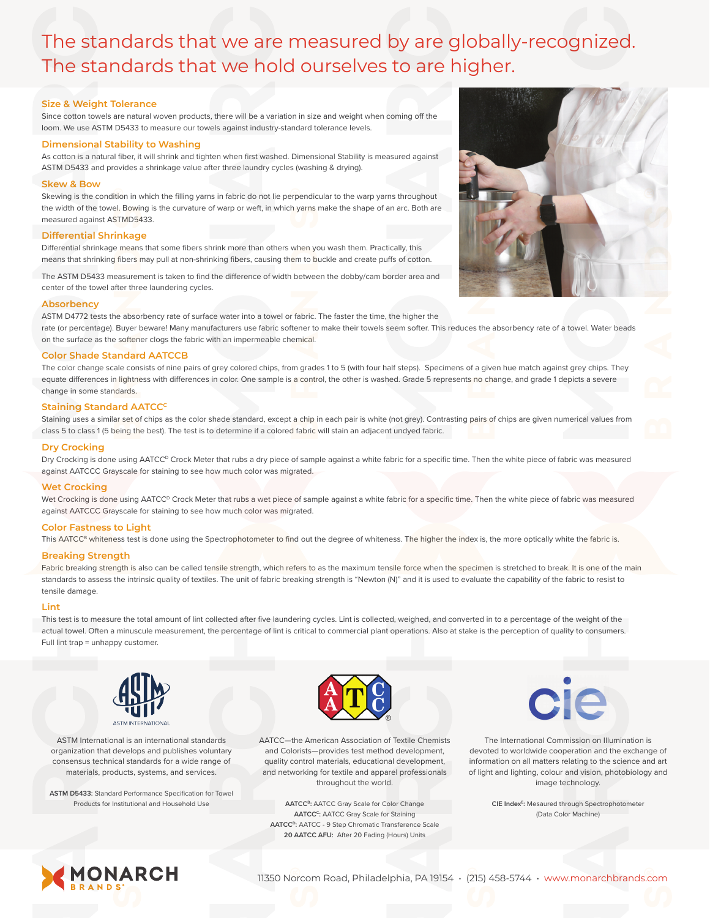# The standards that we are measured by are globally-recognized. The standards that we hold ourselves to are higher.

## Size & Weight Tolerance

Since cotton towels are natural woven products, there will be a variation in size and weight when coming off the loom. We use ASTM D5433 to measure our towels against industry-standard tolerance levels.

## Dimensional Stability to Washing

As cotton is a natural fiber, it will shrink and tighten when first washed. Dimensional Stability is measured against ASTM D5433 and provides a shrinkage value after three laundry cycles (washing & drying).

## Skew & Bow

Skewing is the condition in which the filling yarns in fabric do not lie perpendicular to the warp yarns throughout the width of the towel. Bowing is the curvature of warp or weft, in which yarns make the shape of an arc. Both are measured against ASTMD5433.

## Differential Shrinkage

Differential shrinkage means that some fibers shrink more than others when you wash them. Practically, this means that shrinking fibers may pull at non-shrinking fibers, causing them to buckle and create puffs of cotton.

The ASTM D5433 measurement is taken to find the difference of width between the dobby/cam border area and center of the towel after three laundering cycles.

## Absorbency

ASTM D4772 tests the absorbency rate of surface water into a towel or fabric. The faster the time, the higher the rate (or percentage). Buyer beware! Many manufacturers use fabric softener to make their towels seem softer. This reduces the absorbency rate of a towel. Water beads on the surface as the softener clogs the fabric with an impermeable chemical.

## Color Shade Standard AATCCB

The color change scale consists of nine pairs of grey colored chips, from grades 1 to 5 (with four half steps). Specimens of a given hue match against grey chips. They equate differences in lightness with differences in color. One sample is a control, the other is washed. Grade 5 represents no change, and grade 1 depicts a severe change in some standards.

## Staining Standard AATCC[C]

Staining uses a similar set of chips as the color shade standard, except a chip in each pair is white (not grey). Contrasting pairs of chips are given numerical values from class 5 to class 1 (5 being the best). The test is to determine if a colored fabric will stain an adjacent undyed fabric.

## Dry Crocking

Dry Crocking is done using AATCC[D] Crock Meter that rubs a dry piece of sample against a white fabric for a specific time. Then the white piece of fabric was measured against AATCCC Grayscale for staining to see how much color was migrated.

## Wet Crocking

Wet Crocking is done using AATCC[D] Crock Meter that rubs a wet piece of sample against a white fabric for a specific time. Then the white piece of fabric was measured against AATCCC Grayscale for staining to see how much color was migrated.

## Color Fastness to Light

This AATCC[B] whiteness test is done using the Spectrophotometer to find out the degree of whiteness. The higher the index is, the more optically white the fabric is.

## Breaking Strength

Fabric breaking strength is also can be called tensile strength, which refers to as the maximum tensile force when the specimen is stretched to break. It is one of the main standards to assess the intrinsic quality of textiles. The unit of fabric breaking strength is "Newton (N)" and it is used to evaluate the capability of the fabric to resist to tensile damage.

## Lint

This test is to measure the total amount of lint collected after five laundering cycles. Lint is collected, weighed, and converted in to a percentage of the weight of the actual towel. Often a minuscule measurement, the percentage of lint is critical to commercial plant operations. Also at stake is the perception of quality to consumers. Full lint trap = unhappy customer.

ASTM International

ASTM International is an international standards organization that develops and publishes voluntary consensus technical standards for a wide range of materials, products, systems, and services.

**ASTM D5433:** Standard Performance Specification for Towel Products for Institutional and Household Use

AATCC—the American Association of Textile Chemists and Colorists—provides test method development, quality control materials, educational development, and networking for textile and apparel professionals throughout the world.

**AATCC[B]:** AATCC Gray Scale for Color Change
**AATCC[C]:** AATCC Gray Scale for Staining
**AATCC[D]:** AATCC - 9 Step Chromatic Transference Scale
**20 AATCC AFU:** After 20 Fading (Hours) Units

The International Commission on Illumination is devoted to worldwide cooperation and the exchange of information on all matters relating to the science and art of light and lighting, colour and vision, photobiology and image technology.

**CIE Index[E]:** Measured through Spectrophotometer (Data Color Machine)

MONARCH BRANDS

11350 Norcom Road, Philadelphia, PA 19154 · (215) 458-5744 · www.monarchbrands.com